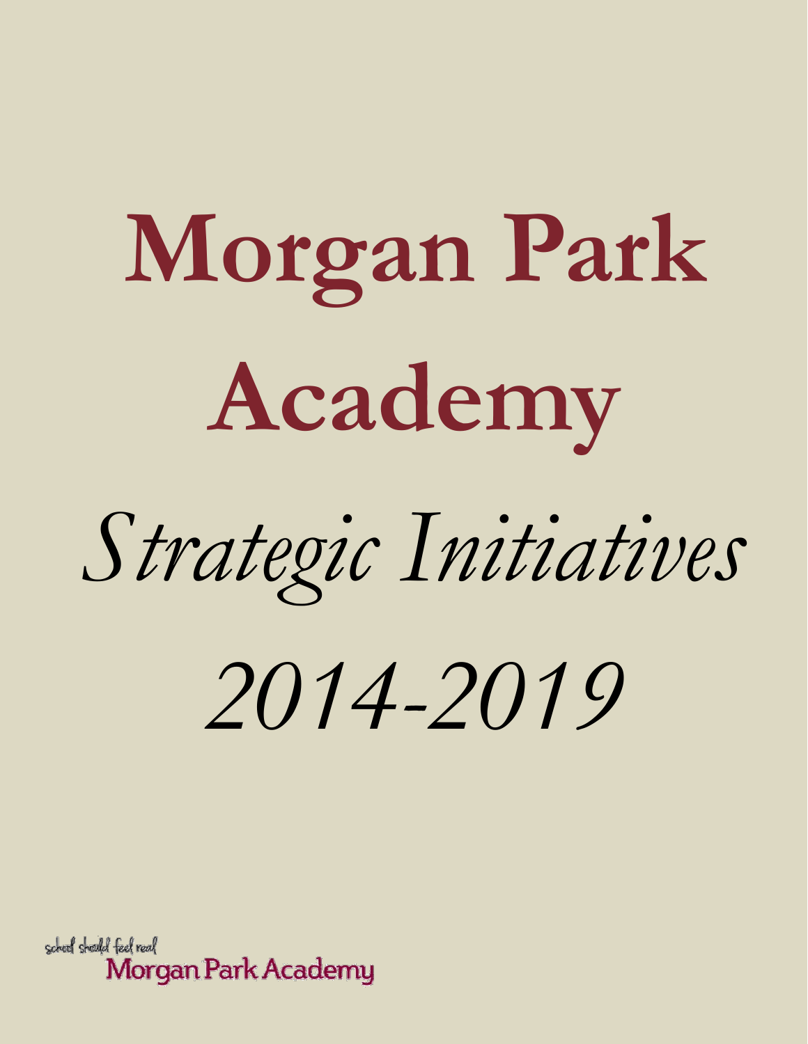# Morgan Park Academy

*Strategic Initiatives*

*2014-2019*

school should feel real

Morgan Park Academy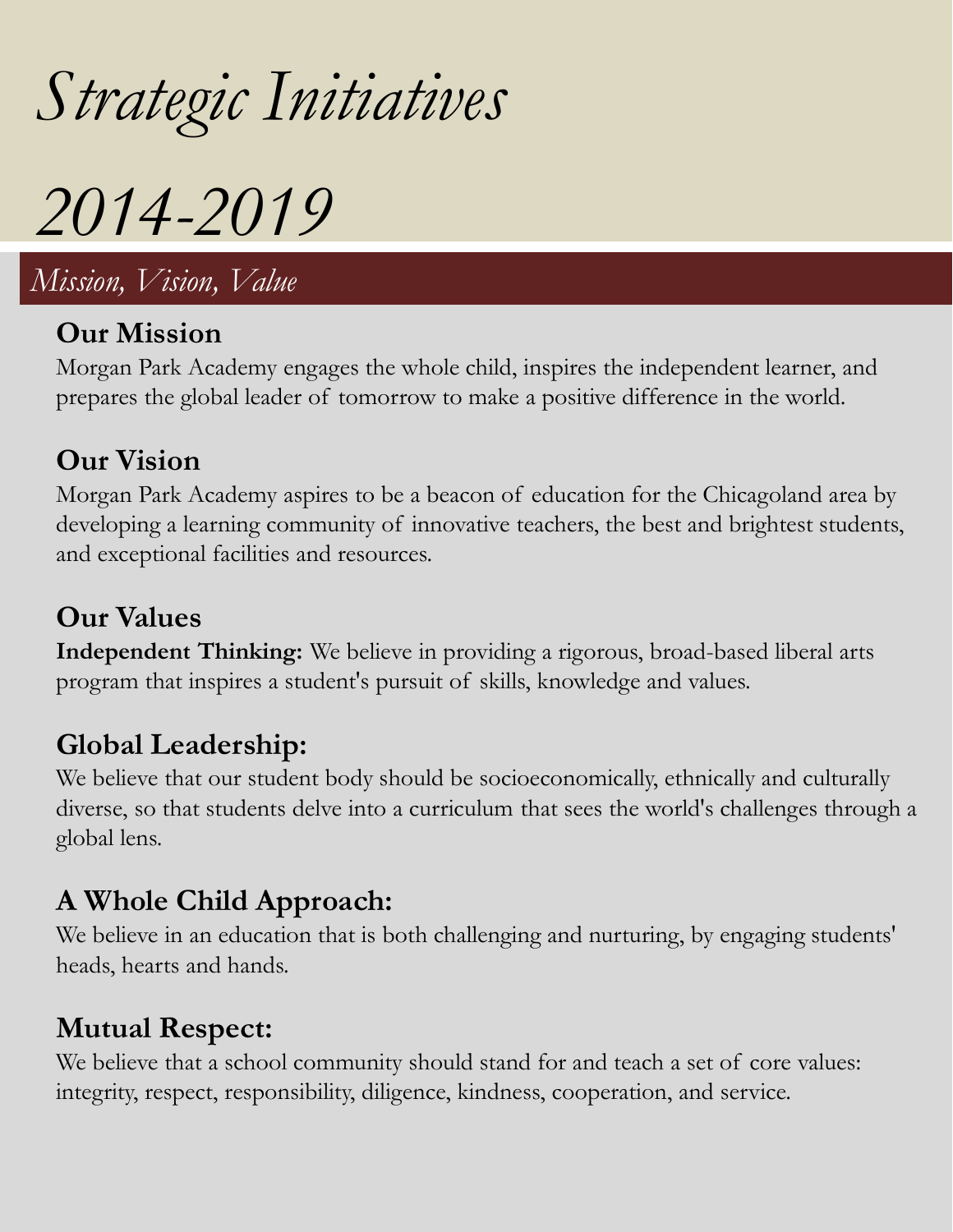# *Strategic Initiatives*

# *2014-2019*

## *Mission, Vision, Value*

### Our Mission

Morgan Park Academy engages the whole child, inspires the independent learner, and prepares the global leader of tomorrow to make a positive difference in the world.

### Our Vision

Morgan Park Academy aspires to be a beacon of education for the Chicagoland area by developing a learning community of innovative teachers, the best and brightest students, and exceptional facilities and resources.

### Our Values

**Independent Thinking:** We believe in providing a rigorous, broad-based liberal arts program that inspires a student's pursuit of skills, knowledge and values.

### Global Leadership:

We believe that our student body should be socioeconomically, ethnically and culturally diverse, so that students delve into a curriculum that sees the world's challenges through a global lens.

### A Whole Child Approach:

We believe in an education that is both challenging and nurturing, by engaging students' heads, hearts and hands.

### Mutual Respect:

We believe that a school community should stand for and teach a set of core values: integrity, respect, responsibility, diligence, kindness, cooperation, and service.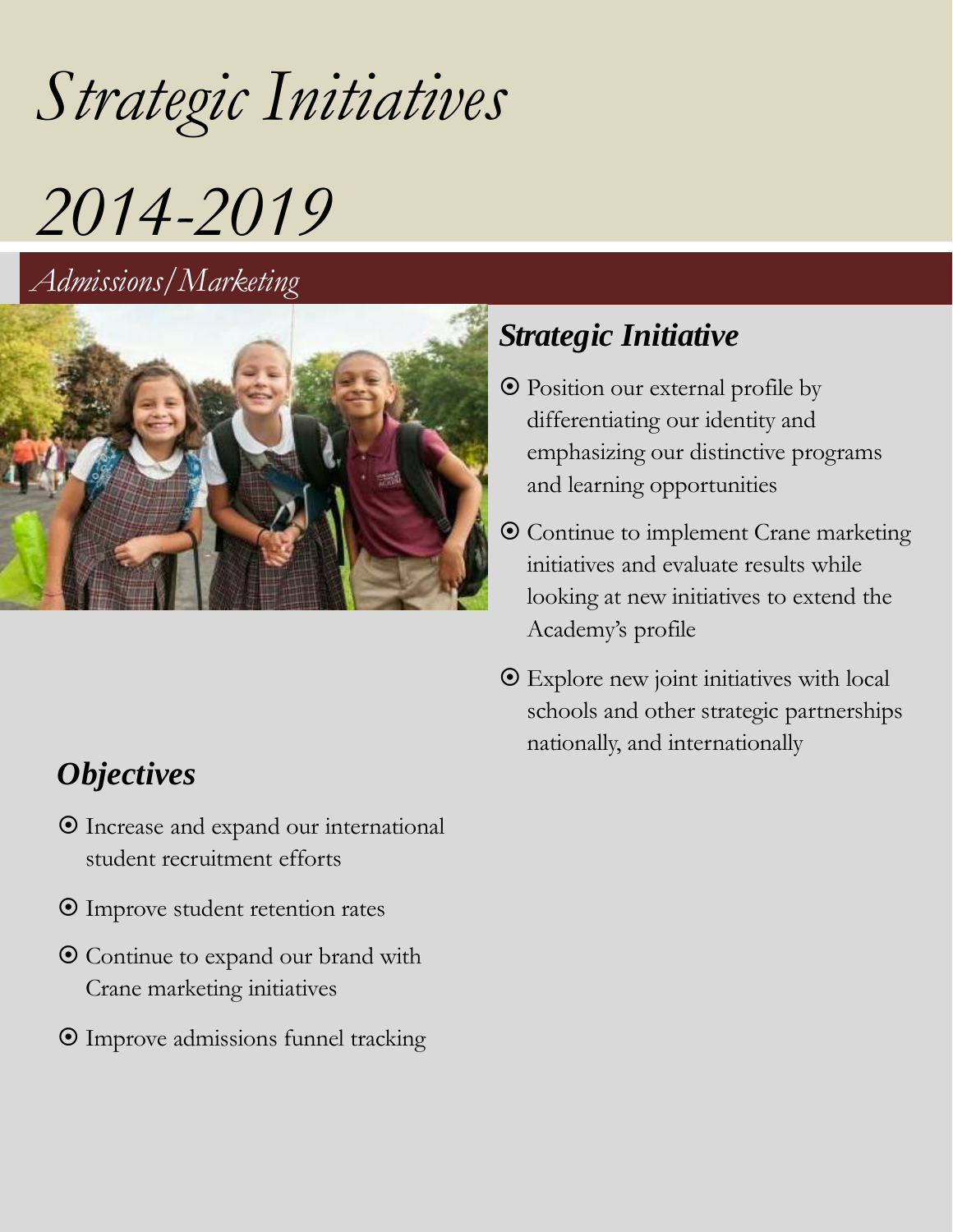# *Strategic Initiatives*

# *2014-2019*

## *Admissions/Marketing*

### ***Strategic Initiative***

- Position our external profile by differentiating our identity and emphasizing our distinctive programs and learning opportunities
- Continue to implement Crane marketing initiatives and evaluate results while looking at new initiatives to extend the Academy's profile
- Explore new joint initiatives with local schools and other strategic partnerships nationally, and internationally

### ***Objectives***

- Increase and expand our international student recruitment efforts
- Improve student retention rates
- Continue to expand our brand with Crane marketing initiatives
- Improve admissions funnel tracking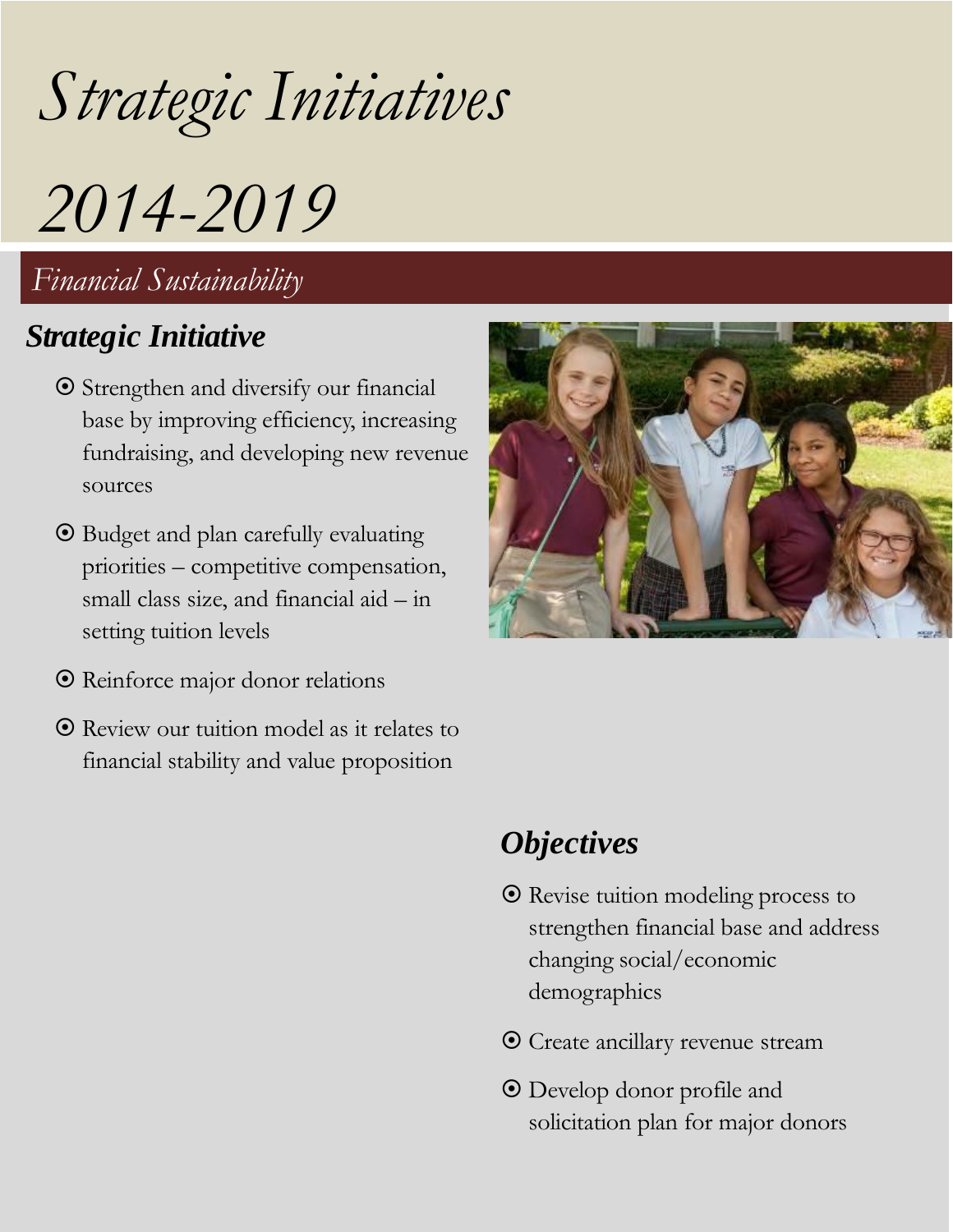# *Strategic Initiatives*

# *2014-2019*

## *Financial Sustainability*

### ***Strategic Initiative***

- Strengthen and diversify our financial base by improving efficiency, increasing fundraising, and developing new revenue sources
- Budget and plan carefully evaluating priorities – competitive compensation, small class size, and financial aid – in setting tuition levels
- Reinforce major donor relations
- Review our tuition model as it relates to financial stability and value proposition

### ***Objectives***

- Revise tuition modeling process to strengthen financial base and address changing social/economic demographics
- Create ancillary revenue stream
- Develop donor profile and solicitation plan for major donors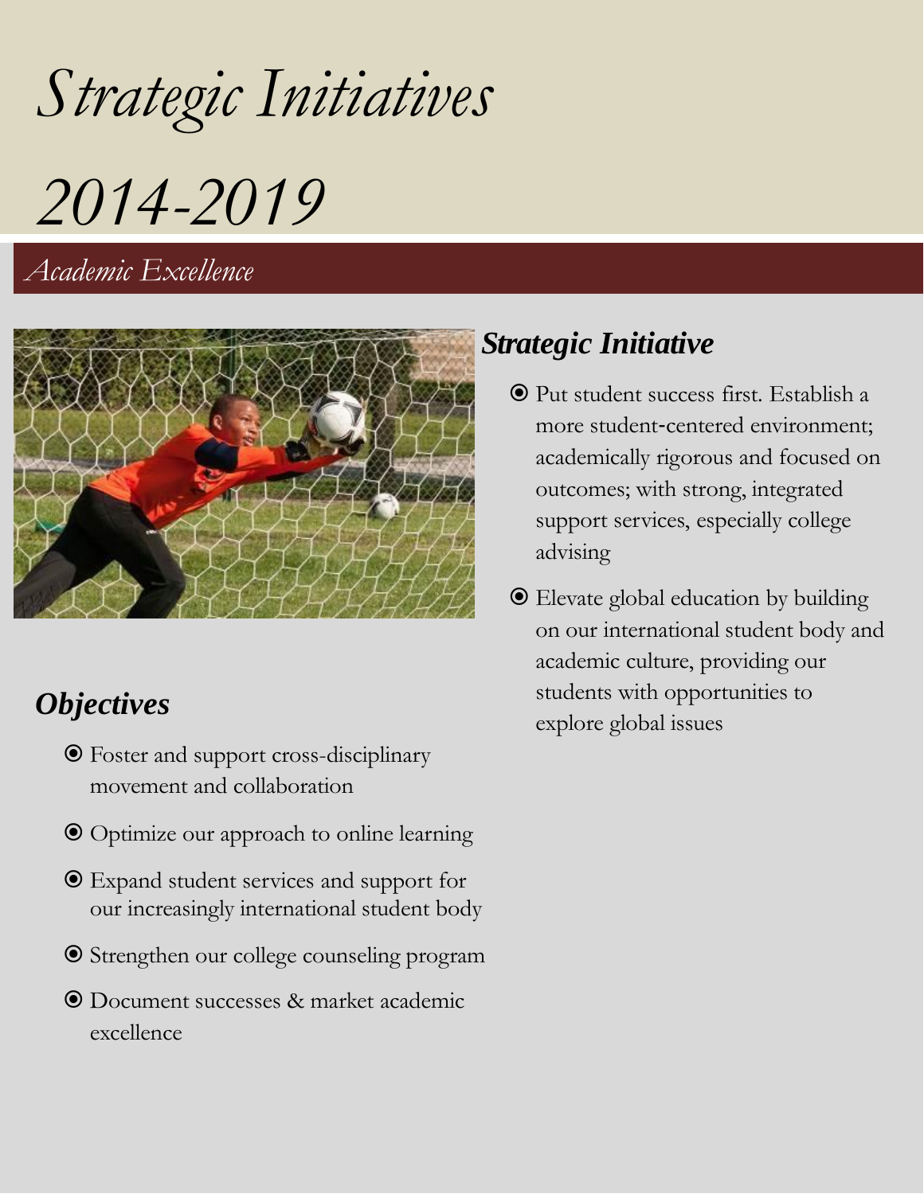# *Strategic Initiatives*

# *2014-2019*

## *Academic Excellence*

### ***Strategic Initiative***

- Put student success first. Establish a more student-centered environment; academically rigorous and focused on outcomes; with strong, integrated support services, especially college advising
- Elevate global education by building on our international student body and academic culture, providing our students with opportunities to explore global issues

### ***Objectives***

- Foster and support cross-disciplinary movement and collaboration
- Optimize our approach to online learning
- Expand student services and support for our increasingly international student body
- Strengthen our college counseling program
- Document successes & market academic excellence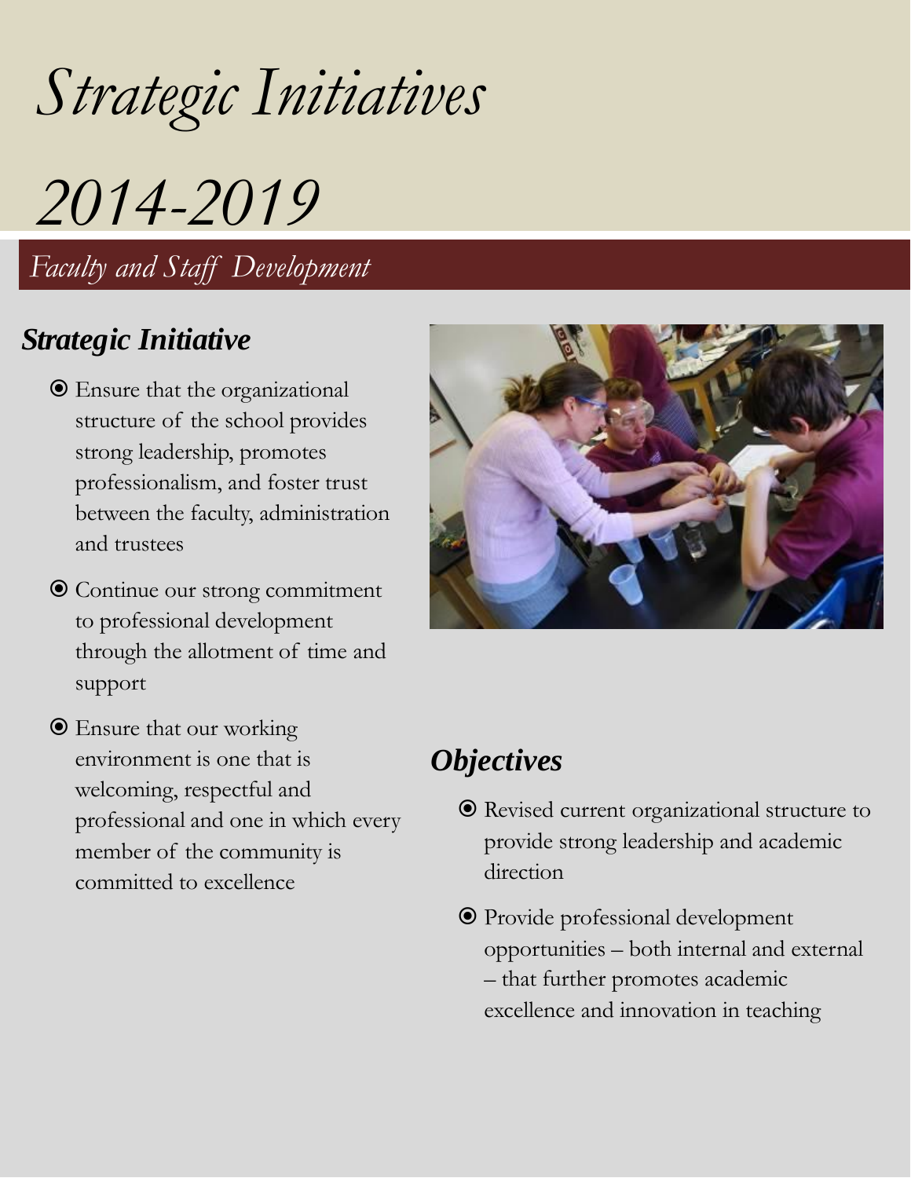# *Strategic Initiatives*

# *2014-2019*

## *Faculty and Staff Development*

### ***Strategic Initiative***

- Ensure that the organizational structure of the school provides strong leadership, promotes professionalism, and foster trust between the faculty, administration and trustees
- Continue our strong commitment to professional development through the allotment of time and support
- Ensure that our working environment is one that is welcoming, respectful and professional and one in which every member of the community is committed to excellence

### ***Objectives***

- Revised current organizational structure to provide strong leadership and academic direction
- Provide professional development opportunities – both internal and external – that further promotes academic excellence and innovation in teaching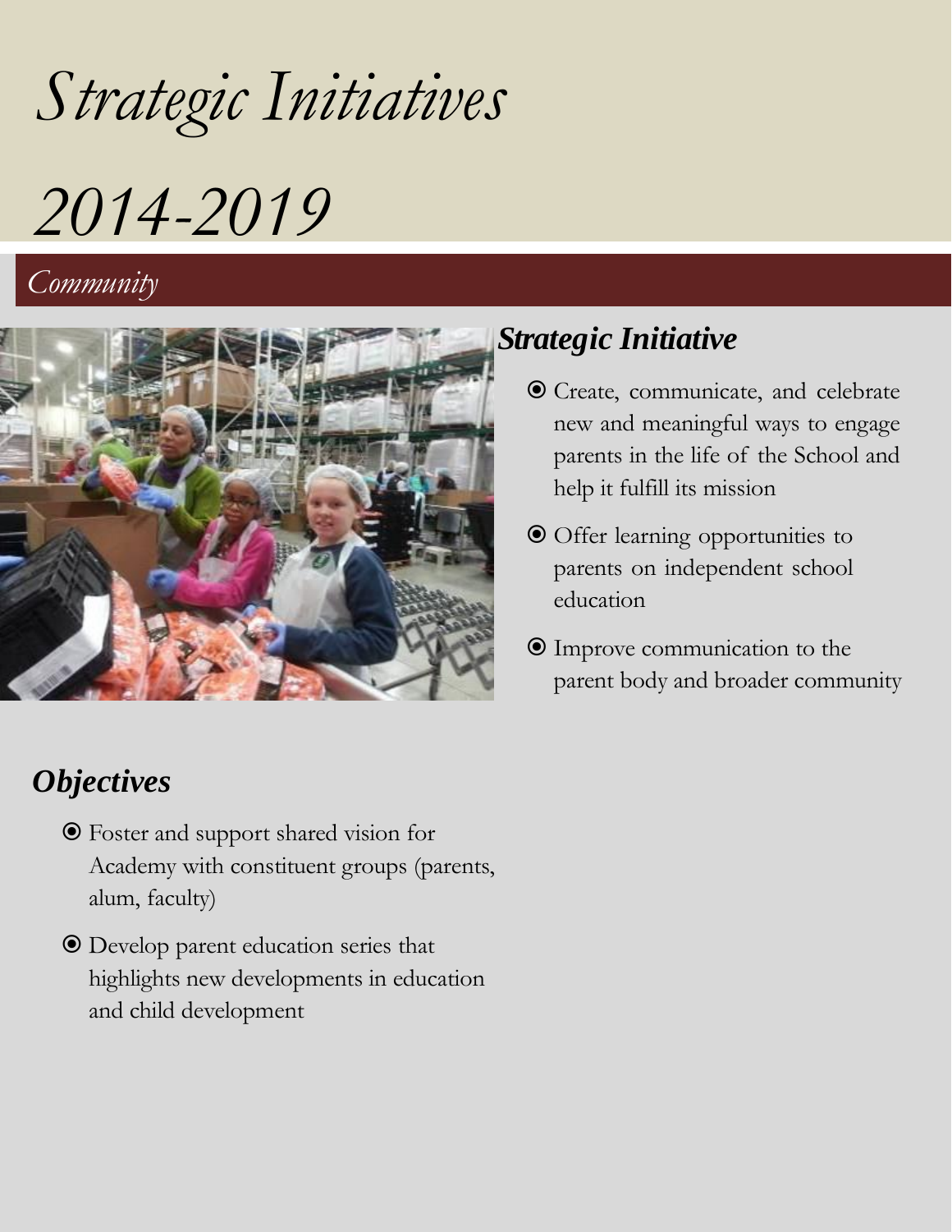# *Strategic Initiatives 2014-2019*

## *Community*

### ***Strategic Initiative***

- Create, communicate, and celebrate new and meaningful ways to engage parents in the life of the School and help it fulfill its mission
- Offer learning opportunities to parents on independent school education
- Improve communication to the parent body and broader community

### ***Objectives***

- Foster and support shared vision for Academy with constituent groups (parents, alum, faculty)
- Develop parent education series that highlights new developments in education and child development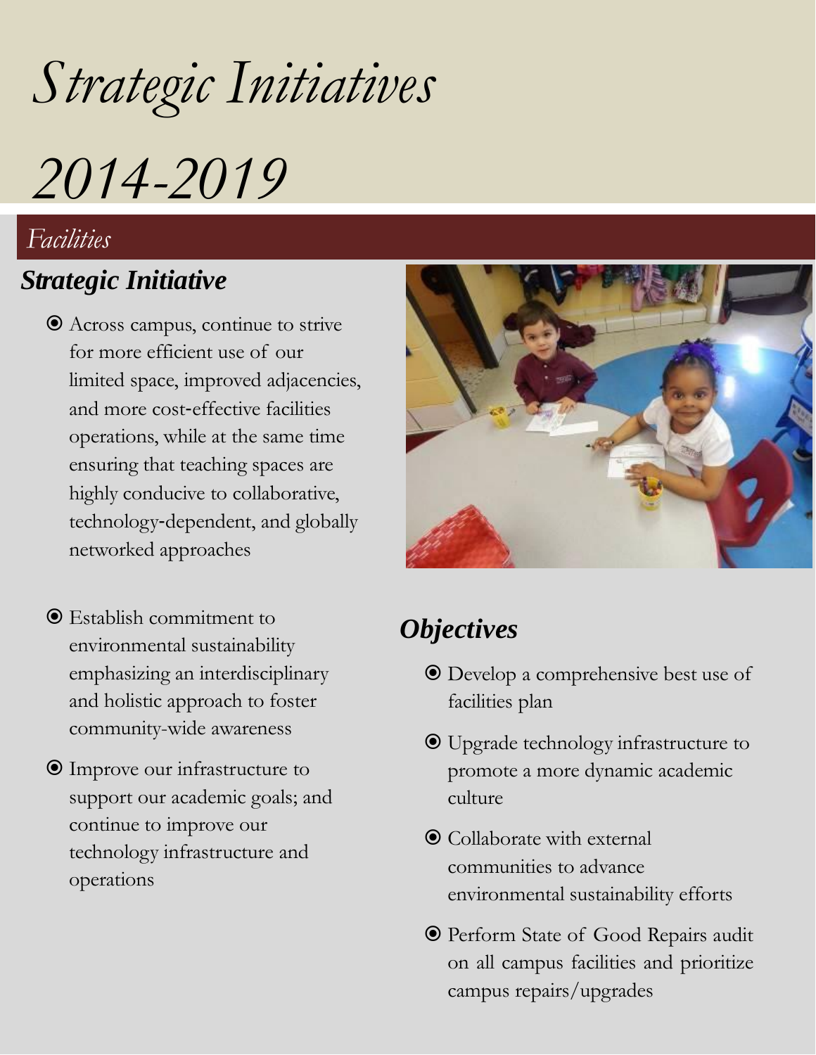# *Strategic Initiatives 2014-2019*

## *Facilities*

### ***Strategic Initiative***

- Across campus, continue to strive for more efficient use of our limited space, improved adjacencies, and more cost-effective facilities operations, while at the same time ensuring that teaching spaces are highly conducive to collaborative, technology-dependent, and globally networked approaches
- Establish commitment to environmental sustainability emphasizing an interdisciplinary and holistic approach to foster community-wide awareness
- Improve our infrastructure to support our academic goals; and continue to improve our technology infrastructure and operations

### ***Objectives***

- Develop a comprehensive best use of facilities plan
- Upgrade technology infrastructure to promote a more dynamic academic culture
- Collaborate with external communities to advance environmental sustainability efforts
- Perform State of Good Repairs audit on all campus facilities and prioritize campus repairs/upgrades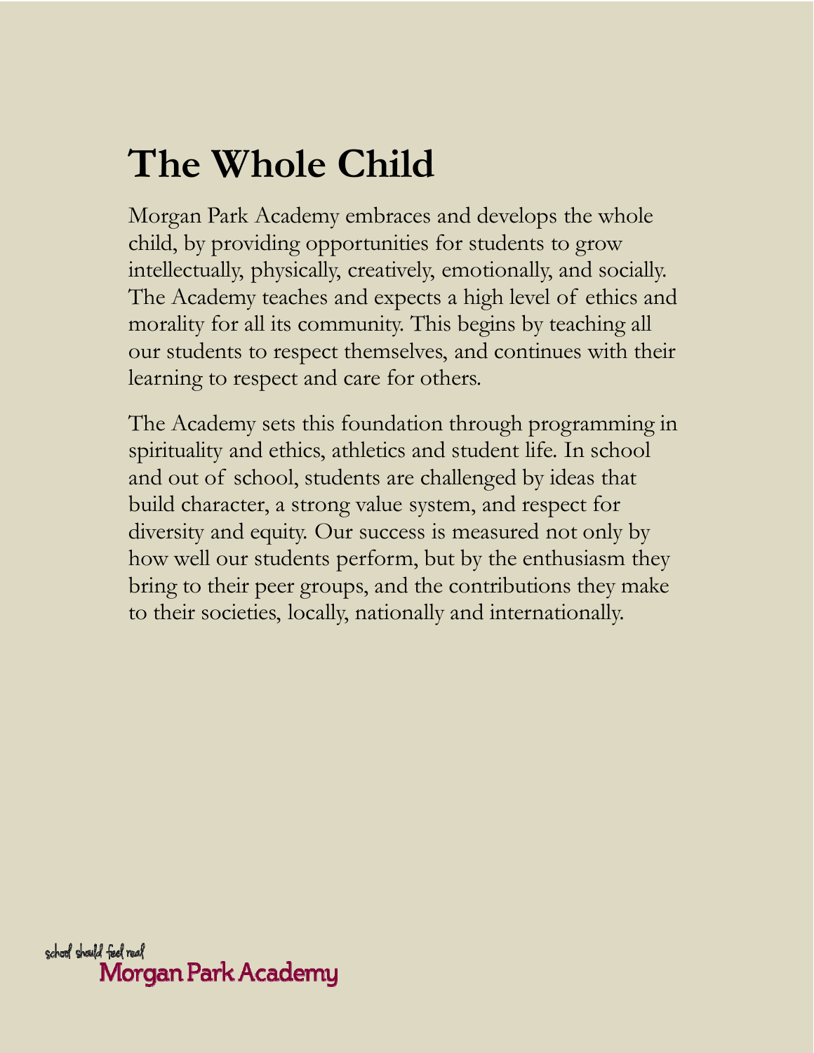# The Whole Child

Morgan Park Academy embraces and develops the whole child, by providing opportunities for students to grow intellectually, physically, creatively, emotionally, and socially. The Academy teaches and expects a high level of ethics and morality for all its community. This begins by teaching all our students to respect themselves, and continues with their learning to respect and care for others.

The Academy sets this foundation through programming in spirituality and ethics, athletics and student life. In school and out of school, students are challenged by ideas that build character, a strong value system, and respect for diversity and equity. Our success is measured not only by how well our students perform, but by the enthusiasm they bring to their peer groups, and the contributions they make to their societies, locally, nationally and internationally.

school should feel real
Morgan Park Academy